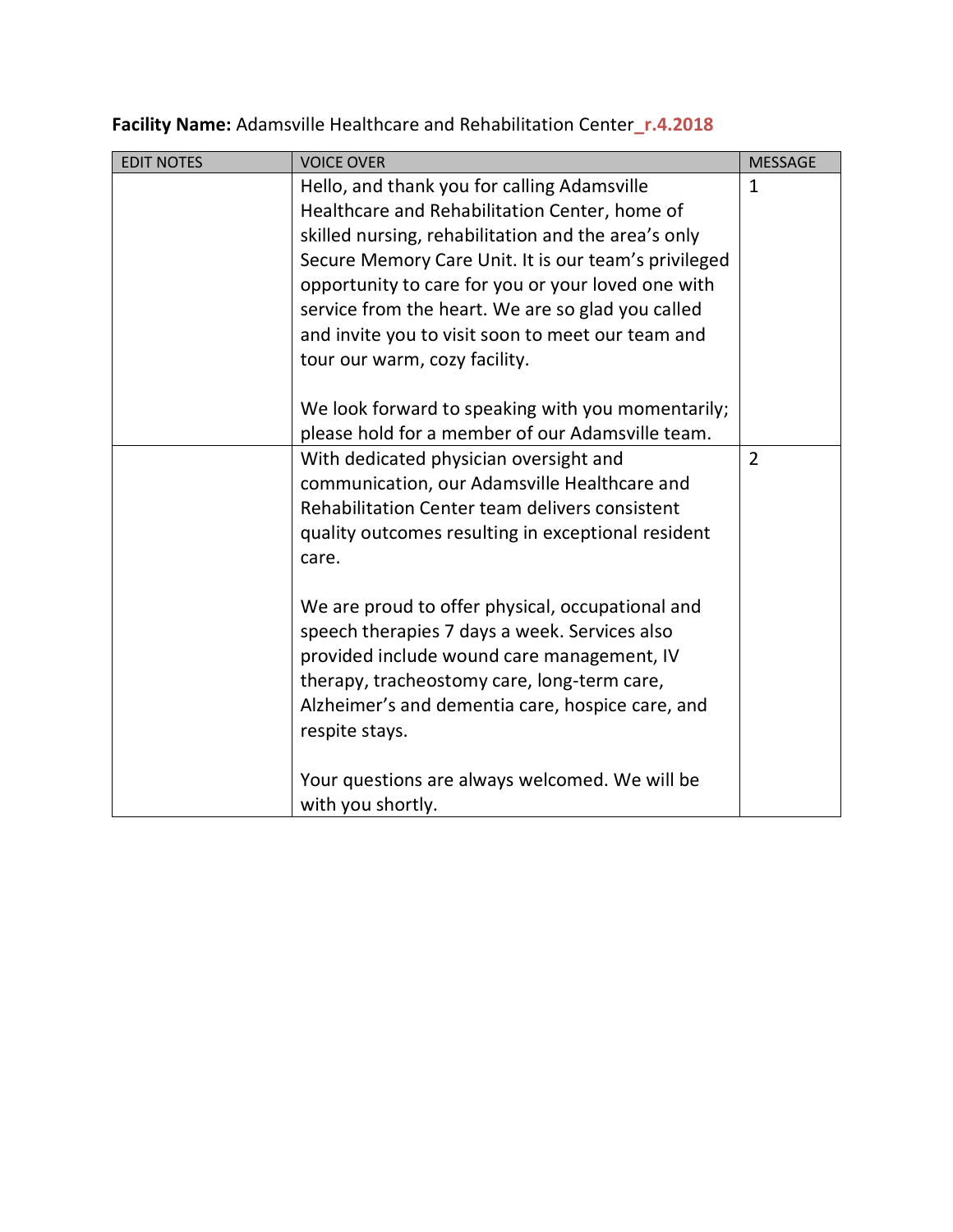**Facility Name:** Adamsville Healthcare and Rehabilitation Center_**r.4.2018**

| EDIT NOTES | VOICE OVER | MESSAGE |
|---|---|---|
| | Hello, and thank you for calling Adamsville Healthcare and Rehabilitation Center, home of skilled nursing, rehabilitation and the area's only Secure Memory Care Unit. It is our team's privileged opportunity to care for you or your loved one with service from the heart. We are so glad you called and invite you to visit soon to meet our team and tour our warm, cozy facility.<br><br>We look forward to speaking with you momentarily; please hold for a member of our Adamsville team. | 1 |
| | With dedicated physician oversight and communication, our Adamsville Healthcare and Rehabilitation Center team delivers consistent quality outcomes resulting in exceptional resident care.<br><br>We are proud to offer physical, occupational and speech therapies 7 days a week. Services also provided include wound care management, IV therapy, tracheostomy care, long-term care, Alzheimer's and dementia care, hospice care, and respite stays.<br><br>Your questions are always welcomed. We will be with you shortly. | 2 |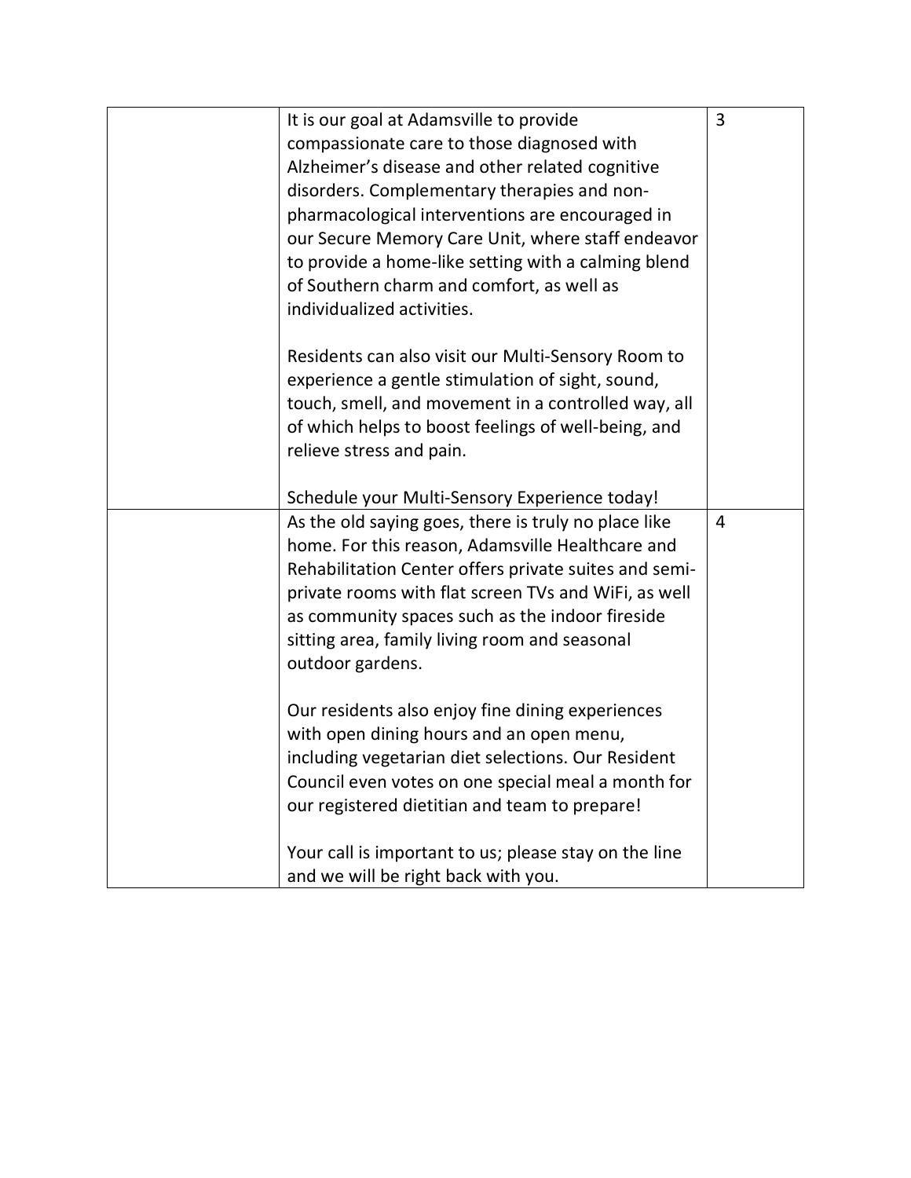| | | |
|---|---|---|
| | It is our goal at Adamsville to provide compassionate care to those diagnosed with Alzheimer's disease and other related cognitive disorders. Complementary therapies and non-pharmacological interventions are encouraged in our Secure Memory Care Unit, where staff endeavor to provide a home-like setting with a calming blend of Southern charm and comfort, as well as individualized activities.<br><br>Residents can also visit our Multi-Sensory Room to experience a gentle stimulation of sight, sound, touch, smell, and movement in a controlled way, all of which helps to boost feelings of well-being, and relieve stress and pain.<br><br>Schedule your Multi-Sensory Experience today! | 3 |
| | As the old saying goes, there is truly no place like home. For this reason, Adamsville Healthcare and Rehabilitation Center offers private suites and semi-private rooms with flat screen TVs and WiFi, as well as community spaces such as the indoor fireside sitting area, family living room and seasonal outdoor gardens.<br><br>Our residents also enjoy fine dining experiences with open dining hours and an open menu, including vegetarian diet selections. Our Resident Council even votes on one special meal a month for our registered dietitian and team to prepare!<br><br>Your call is important to us; please stay on the line and we will be right back with you. | 4 |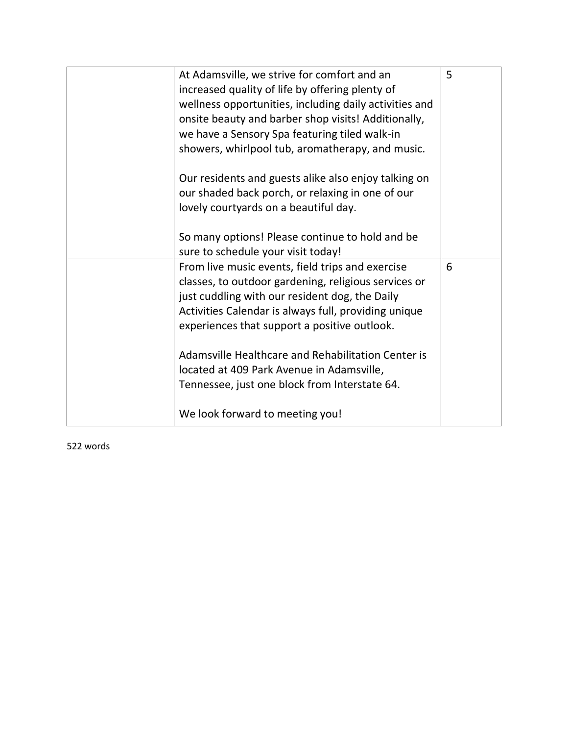| | | |
|---|---|---|
| | At Adamsville, we strive for comfort and an increased quality of life by offering plenty of wellness opportunities, including daily activities and onsite beauty and barber shop visits! Additionally, we have a Sensory Spa featuring tiled walk-in showers, whirlpool tub, aromatherapy, and music.<br><br>Our residents and guests alike also enjoy talking on our shaded back porch, or relaxing in one of our lovely courtyards on a beautiful day.<br><br>So many options! Please continue to hold and be sure to schedule your visit today! | 5 |
| | From live music events, field trips and exercise classes, to outdoor gardening, religious services or just cuddling with our resident dog, the Daily Activities Calendar is always full, providing unique experiences that support a positive outlook.<br><br>Adamsville Healthcare and Rehabilitation Center is located at 409 Park Avenue in Adamsville, Tennessee, just one block from Interstate 64.<br><br>We look forward to meeting you! | 6 |

522 words